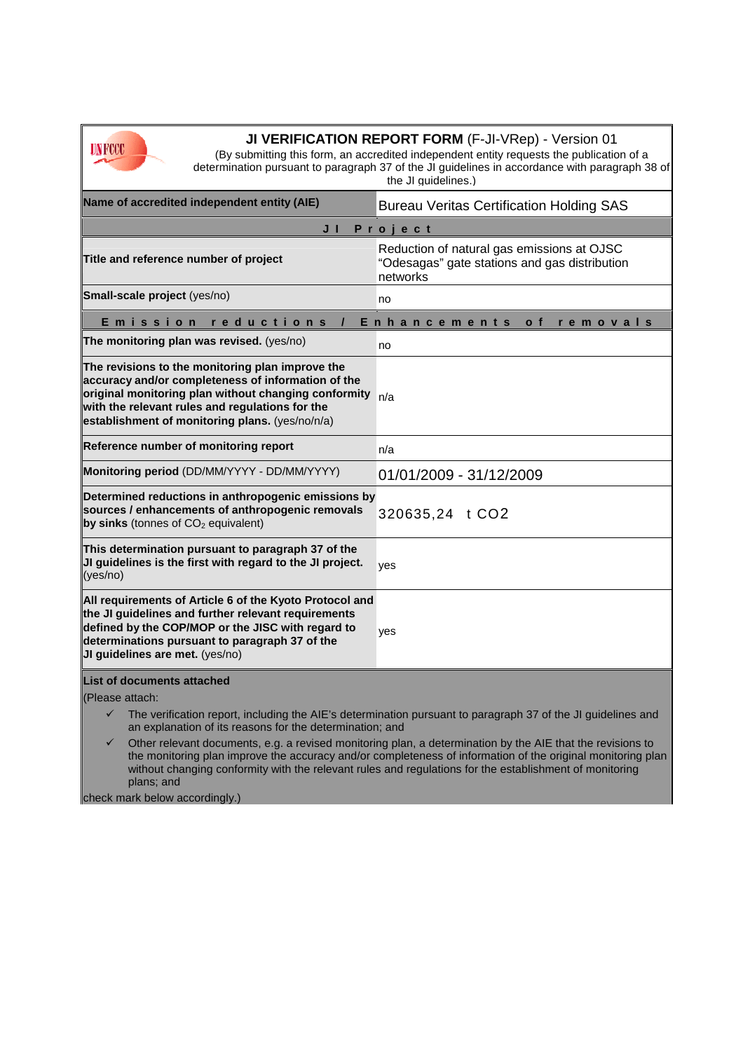# JI VERIFICATION REPORT FORM (F-JI-VRep) - Version 01

(By submitting this form, an accredited independent entity requests the publication of a determination pursuant to paragraph 37 of the JI guidelines in accordance with paragraph 38 of the JI guidelines.)

| | |
|---|---|
| **Name of accredited independent entity (AIE)** | Bureau Veritas Certification Holding SAS |
| **JI Project** | |
| **Title and reference number of project** | Reduction of natural gas emissions at OJSC “Odesagas” gate stations and gas distribution networks |
| **Small-scale project** (yes/no) | no |
| **Emission reductions / Enhancements of removals** | |
| **The monitoring plan was revised.** (yes/no) | no |
| **The revisions to the monitoring plan improve the accuracy and/or completeness of information of the original monitoring plan without changing conformity with the relevant rules and regulations for the establishment of monitoring plans.** (yes/no/n/a) | n/a |
| **Reference number of monitoring report** | n/a |
| **Monitoring period** (DD/MM/YYYY - DD/MM/YYYY) | 01/01/2009 - 31/12/2009 |
| **Determined reductions in anthropogenic emissions by sources / enhancements of anthropogenic removals by sinks** (tonnes of $CO_2$ equivalent) | 320635,24 t CO2 |
| **This determination pursuant to paragraph 37 of the JI guidelines is the first with regard to the JI project.** (yes/no) | yes |
| **All requirements of Article 6 of the Kyoto Protocol and the JI guidelines and further relevant requirements defined by the COP/MOP or the JISC with regard to determinations pursuant to paragraph 37 of the JI guidelines are met.** (yes/no) | yes |

**List of documents attached**

(Please attach:

- ✓ The verification report, including the AIE's determination pursuant to paragraph 37 of the JI guidelines and an explanation of its reasons for the determination; and
- ✓ Other relevant documents, e.g. a revised monitoring plan, a determination by the AIE that the revisions to the monitoring plan improve the accuracy and/or completeness of information of the original monitoring plan without changing conformity with the relevant rules and regulations for the establishment of monitoring plans; and

check mark below accordingly.)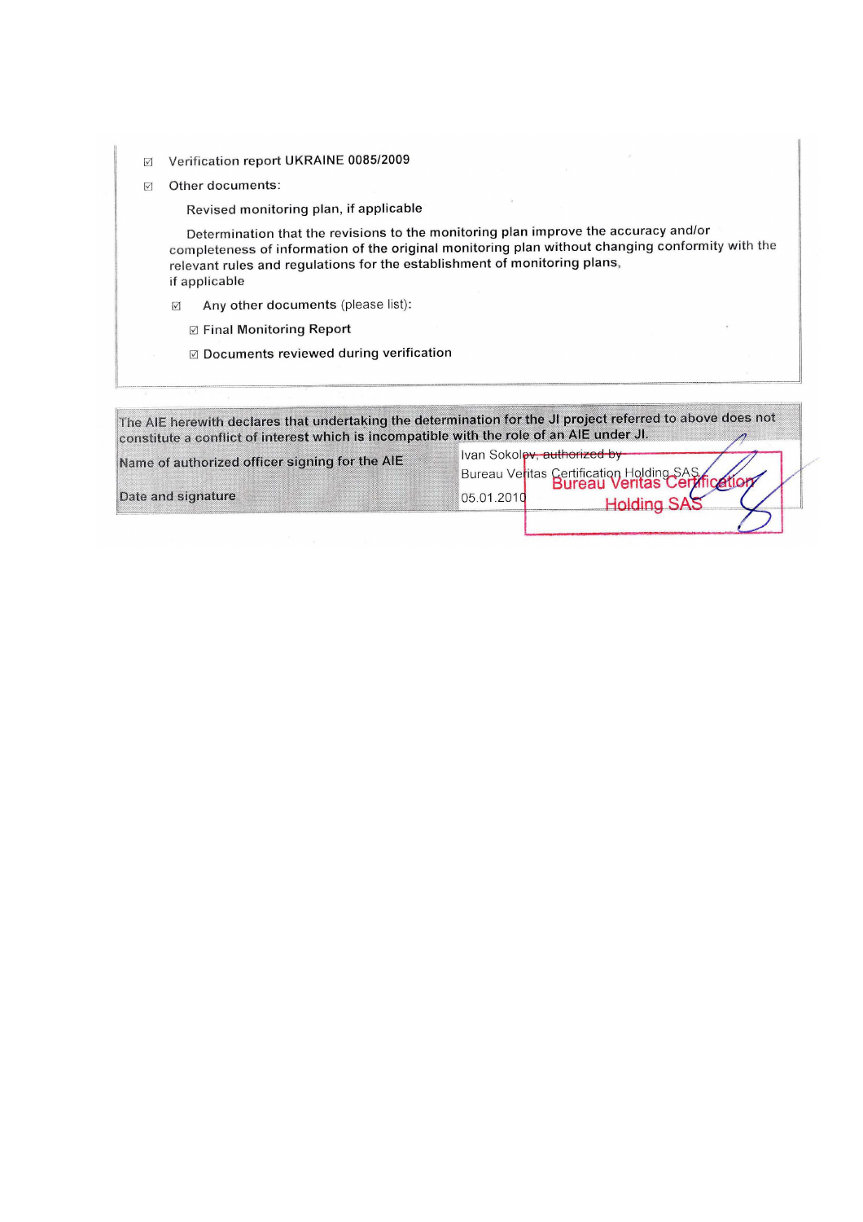☑ Verification report UKRAINE 0085/2009

☑ Other documents:

Revised monitoring plan, if applicable

Determination that the revisions to the monitoring plan improve the accuracy and/or completeness of information of the original monitoring plan without changing conformity with the relevant rules and regulations for the establishment of monitoring plans, if applicable

☑ Any other documents (please list):

☑ Final Monitoring Report

☑ Documents reviewed during verification

| The AIE herewith declares that undertaking the determination for the JI project referred to above does not constitute a conflict of interest which is incompatible with the role of an AIE under JI. | |
|---|---|
| Name of authorized officer signing for the AIE | Ivan Sokolov, authorized by Bureau Veritas Certification Holding SAS |
| Date and signature | 05.01.2010 |

Bureau Veritas Certification Holding SAS